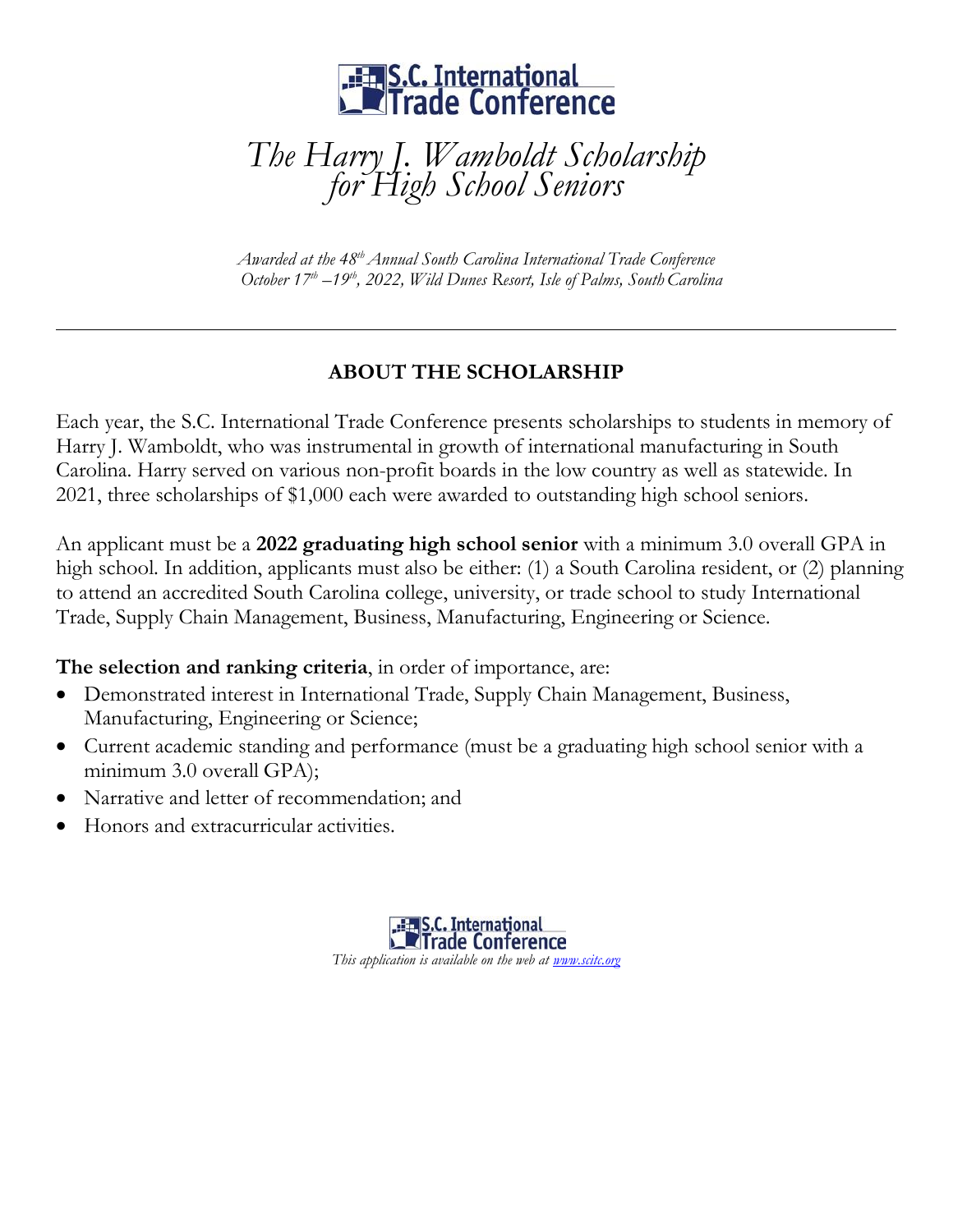S.C. International Trade Conference

# *The Harry J. Wamboldt Scholarship for High School Seniors*

*Awarded at the 48th Annual South Carolina International Trade Conference*
*October 17th –19th, 2022, Wild Dunes Resort, Isle of Palms, South Carolina*

---

## ABOUT THE SCHOLARSHIP

Each year, the S.C. International Trade Conference presents scholarships to students in memory of Harry J. Wamboldt, who was instrumental in growth of international manufacturing in South Carolina. Harry served on various non-profit boards in the low country as well as statewide. In 2021, three scholarships of $1,000 each were awarded to outstanding high school seniors.

An applicant must be a **2022 graduating high school senior** with a minimum 3.0 overall GPA in high school. In addition, applicants must also be either: (1) a South Carolina resident, or (2) planning to attend an accredited South Carolina college, university, or trade school to study International Trade, Supply Chain Management, Business, Manufacturing, Engineering or Science.

**The selection and ranking criteria**, in order of importance, are:

- Demonstrated interest in International Trade, Supply Chain Management, Business, Manufacturing, Engineering or Science;
- Current academic standing and performance (must be a graduating high school senior with a minimum 3.0 overall GPA);
- Narrative and letter of recommendation; and
- Honors and extracurricular activities.

S.C. International Trade Conference

*This application is available on the web at [www.scitc.org](www.scitc.org)*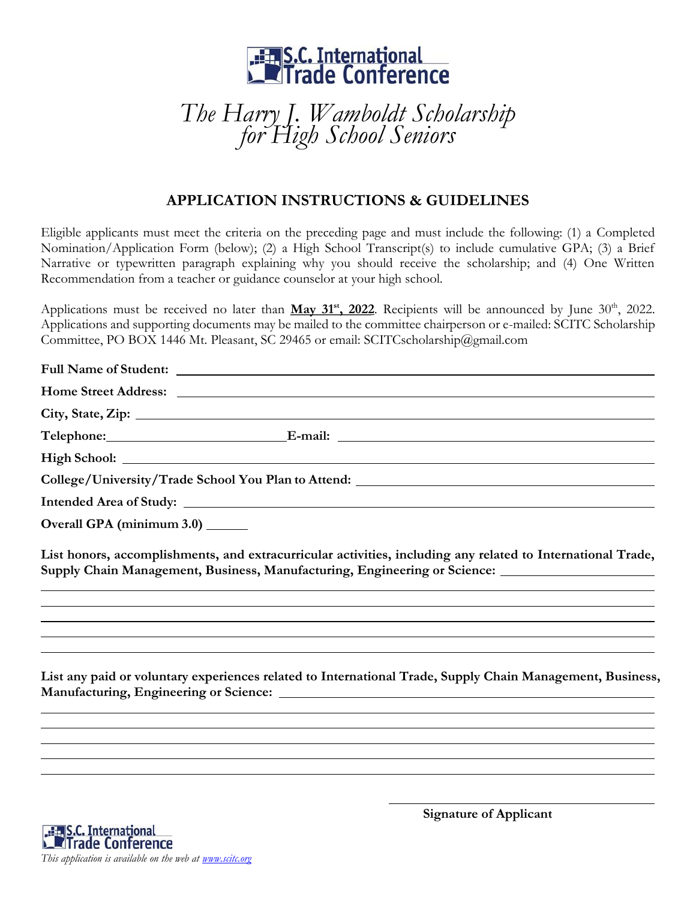S.C. International Trade Conference

*The Harry J. Wamboldt Scholarship for High School Seniors*

## APPLICATION INSTRUCTIONS & GUIDELINES

Eligible applicants must meet the criteria on the preceding page and must include the following: (1) a Completed Nomination/Application Form (below); (2) a High School Transcript(s) to include cumulative GPA; (3) a Brief Narrative or typewritten paragraph explaining why you should receive the scholarship; and (4) One Written Recommendation from a teacher or guidance counselor at your high school.

Applications must be received no later than **May 31st, 2022**. Recipients will be announced by June 30th, 2022. Applications and supporting documents may be mailed to the committee chairperson or e-mailed: SCITC Scholarship Committee, PO BOX 1446 Mt. Pleasant, SC 29465 or email: SCITCscholarship@gmail.com

**Full Name of Student:** ______________________________

**Home Street Address:** ______________________________

**City, State, Zip:** ______________________________

**Telephone:** ______________ **E-mail:** ______________________________

**High School:** ______________________________

**College/University/Trade School You Plan to Attend:** ______________________________

**Intended Area of Study:** ______________________________

**Overall GPA (minimum 3.0)** ______

**List honors, accomplishments, and extracurricular activities, including any related to International Trade, Supply Chain Management, Business, Manufacturing, Engineering or Science:** ______________________________

______________________________

______________________________

______________________________

______________________________

______________________________

**List any paid or voluntary experiences related to International Trade, Supply Chain Management, Business, Manufacturing, Engineering or Science:** ______________________________

______________________________

______________________________

______________________________

______________________________

______________________________

______________________________
**Signature of Applicant**

S.C. International Trade Conference

*This application is available on the web at [www.scitc.org](www.scitc.org)*